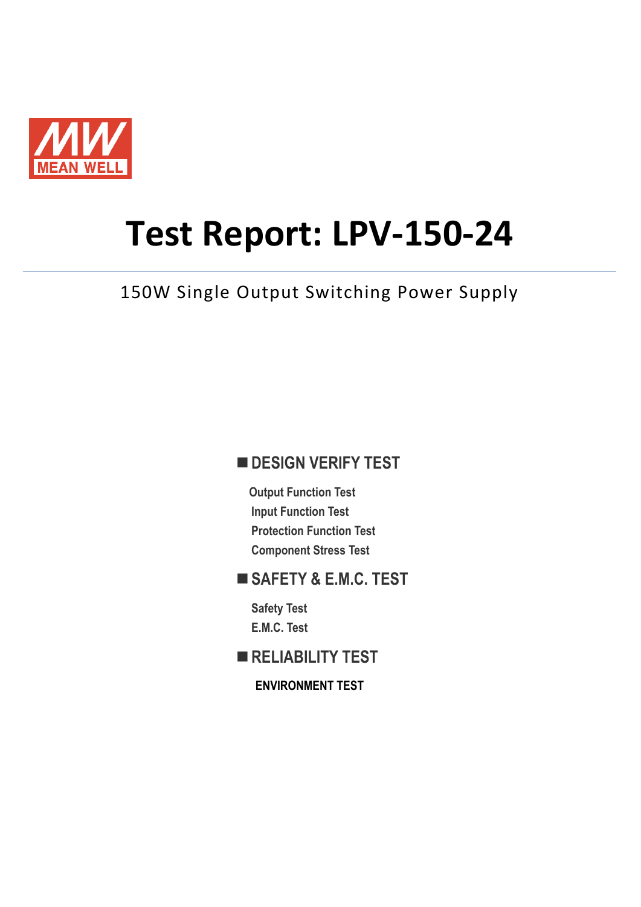MEAN WELL

# Test Report: LPV-150-24

150W Single Output Switching Power Supply

## ■ DESIGN VERIFY TEST

- Output Function Test
- Input Function Test
- Protection Function Test
- Component Stress Test

## ■ SAFETY & E.M.C. TEST

- Safety Test
- E.M.C. Test

## ■ RELIABILITY TEST

**ENVIRONMENT TEST**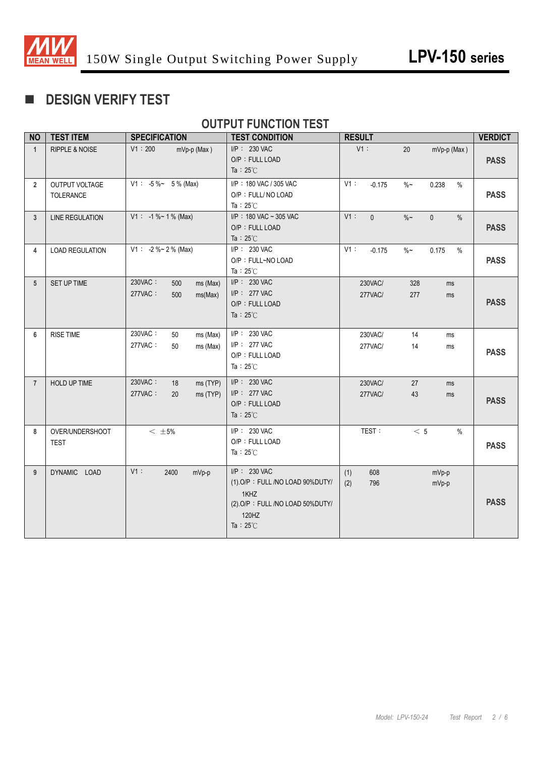## DESIGN VERIFY TEST

### OUTPUT FUNCTION TEST

| NO | TEST ITEM | SPECIFICATION | TEST CONDITION | RESULT | VERDICT |
|---|---|---|---|---|---|
| 1 | RIPPLE & NOISE | V1：200 mVp-p (Max) | I/P： 230 VAC<br>O/P：FULL LOAD<br>Ta：25℃ | V1： 20 mVp-p (Max) | PASS |
| 2 | OUTPUT VOLTAGE TOLERANCE | V1： -5 %~ 5 % (Max) | I/P：180 VAC / 305 VAC<br>O/P：FULL/ NO LOAD<br>Ta：25℃ | V1： -0.175 %~ 0.238 % | PASS |
| 3 | LINE REGULATION | V1： -1 %~ 1 % (Max) | I/P：180 VAC ~ 305 VAC<br>O/P：FULL LOAD<br>Ta：25℃ | V1： 0 %~ 0 % | PASS |
| 4 | LOAD REGULATION | V1： -2 %~ 2 % (Max) | I/P： 230 VAC<br>O/P：FULL~NO LOAD<br>Ta：25℃ | V1： -0.175 %~ 0.175 % | PASS |
| 5 | SET UP TIME | 230VAC： 500 ms (Max)<br>277VAC： 500 ms(Max) | I/P： 230 VAC<br>I/P： 277 VAC<br>O/P：FULL LOAD<br>Ta：25℃ | 230VAC/ 328 ms<br>277VAC/ 277 ms | PASS |
| 6 | RISE TIME | 230VAC： 50 ms (Max)<br>277VAC： 50 ms (Max) | I/P： 230 VAC<br>I/P： 277 VAC<br>O/P：FULL LOAD<br>Ta：25℃ | 230VAC/ 14 ms<br>277VAC/ 14 ms | PASS |
| 7 | HOLD UP TIME | 230VAC： 18 ms (TYP)<br>277VAC： 20 ms (TYP) | I/P： 230 VAC<br>I/P： 277 VAC<br>O/P：FULL LOAD<br>Ta：25℃ | 230VAC/ 27 ms<br>277VAC/ 43 ms | PASS |
| 8 | OVER/UNDERSHOOT TEST | ＜ ±5% | I/P： 230 VAC<br>O/P：FULL LOAD<br>Ta：25℃ | TEST： ＜ 5 % | PASS |
| 9 | DYNAMIC LOAD | V1： 2400 mVp-p | I/P： 230 VAC<br>(1).O/P：FULL /NO LOAD 90%DUTY/ 1KHZ<br>(2).O/P：FULL /NO LOAD 50%DUTY/ 120HZ<br>Ta：25℃ | (1) 608 mVp-p<br>(2) 796 mVp-p | PASS |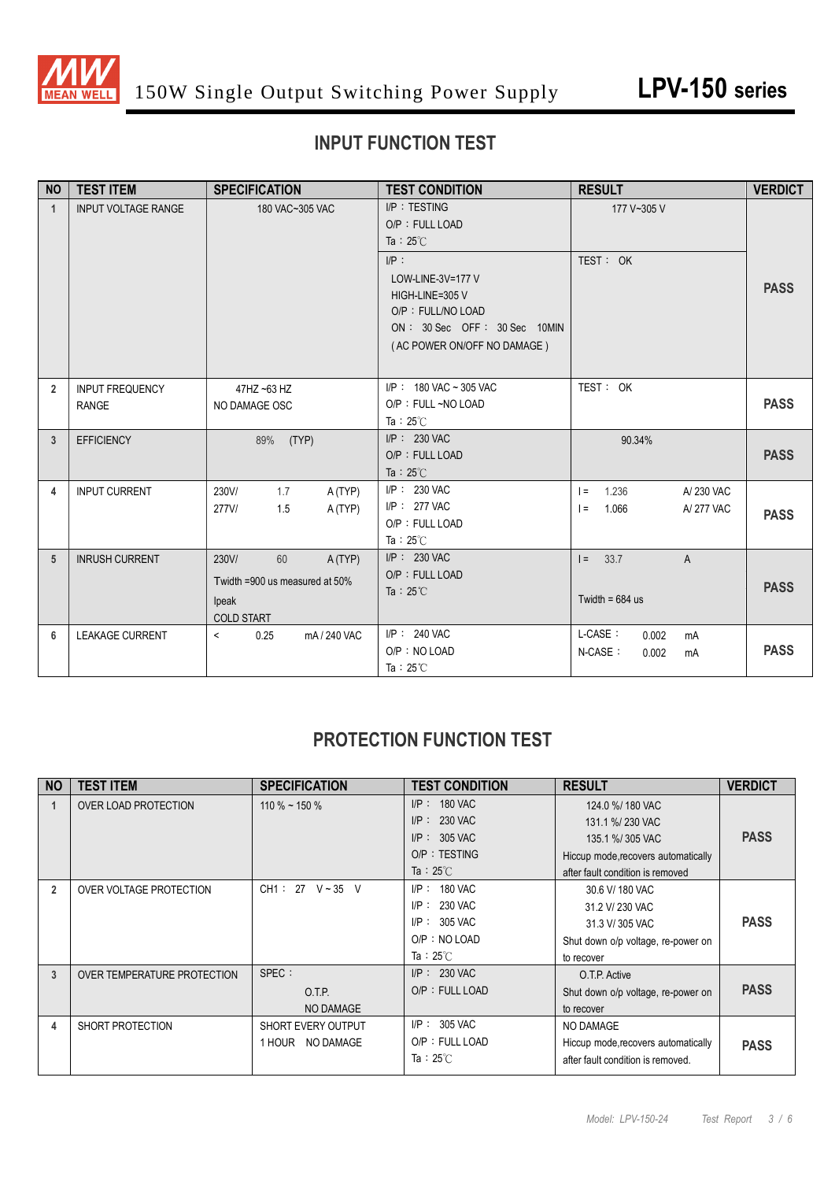## INPUT FUNCTION TEST

| NO | TEST ITEM | SPECIFICATION | TEST CONDITION | RESULT | VERDICT |
|---|---|---|---|---|---|
| 1 | INPUT VOLTAGE RANGE | 180 VAC~305 VAC | I/P：TESTING<br>O/P：FULL LOAD<br>Ta：25℃ | 177 V~305 V | PASS |
| | | | I/P：<br>LOW-LINE-3V=177 V<br>HIGH-LINE=305 V<br>O/P：FULL/NO LOAD<br>ON： 30 Sec OFF： 30 Sec 10MIN<br>( AC POWER ON/OFF NO DAMAGE ) | TEST： OK | |
| 2 | INPUT FREQUENCY RANGE | 47HZ ~63 HZ<br>NO DAMAGE OSC | I/P： 180 VAC ~ 305 VAC<br>O/P：FULL ~NO LOAD<br>Ta：25℃ | TEST： OK | PASS |
| 3 | EFFICIENCY | 89% (TYP) | I/P： 230 VAC<br>O/P：FULL LOAD<br>Ta：25℃ | 90.34% | PASS |
| 4 | INPUT CURRENT | 230V/ 1.7 A (TYP)<br>277V/ 1.5 A (TYP) | I/P： 230 VAC<br>I/P： 277 VAC<br>O/P：FULL LOAD<br>Ta：25℃ | I = 1.236 A/ 230 VAC<br>I = 1.066 A/ 277 VAC | PASS |
| 5 | INRUSH CURRENT | 230V/ 60 A (TYP)<br>Twidth =900 us measured at 50% Ipeak<br>COLD START | I/P： 230 VAC<br>O/P：FULL LOAD<br>Ta：25℃ | I = 33.7 A<br>Twidth = 684 us | PASS |
| 6 | LEAKAGE CURRENT | < 0.25 mA / 240 VAC | I/P： 240 VAC<br>O/P：NO LOAD<br>Ta：25℃ | L-CASE： 0.002 mA<br>N-CASE： 0.002 mA | PASS |

## PROTECTION FUNCTION TEST

| NO | TEST ITEM | SPECIFICATION | TEST CONDITION | RESULT | VERDICT |
|---|---|---|---|---|---|
| 1 | OVER LOAD PROTECTION | 110 % ~ 150 % | I/P： 180 VAC<br>I/P： 230 VAC<br>I/P： 305 VAC<br>O/P：TESTING<br>Ta：25℃ | 124.0 %/ 180 VAC<br>131.1 %/ 230 VAC<br>135.1 %/ 305 VAC<br>Hiccup mode,recovers automatically after fault condition is removed | PASS |
| 2 | OVER VOLTAGE PROTECTION | CH1： 27 V ~ 35 V | I/P： 180 VAC<br>I/P： 230 VAC<br>I/P： 305 VAC<br>O/P：NO LOAD<br>Ta：25℃ | 30.6 V/ 180 VAC<br>31.2 V/ 230 VAC<br>31.3 V/ 305 VAC<br>Shut down o/p voltage, re-power on to recover | PASS |
| 3 | OVER TEMPERATURE PROTECTION | SPEC：<br>O.T.P.<br>NO DAMAGE | I/P： 230 VAC<br>O/P：FULL LOAD | O.T.P. Active<br>Shut down o/p voltage, re-power on to recover | PASS |
| 4 | SHORT PROTECTION | SHORT EVERY OUTPUT<br>1 HOUR NO DAMAGE | I/P： 305 VAC<br>O/P：FULL LOAD<br>Ta：25℃ | NO DAMAGE<br>Hiccup mode,recovers automatically after fault condition is removed. | PASS |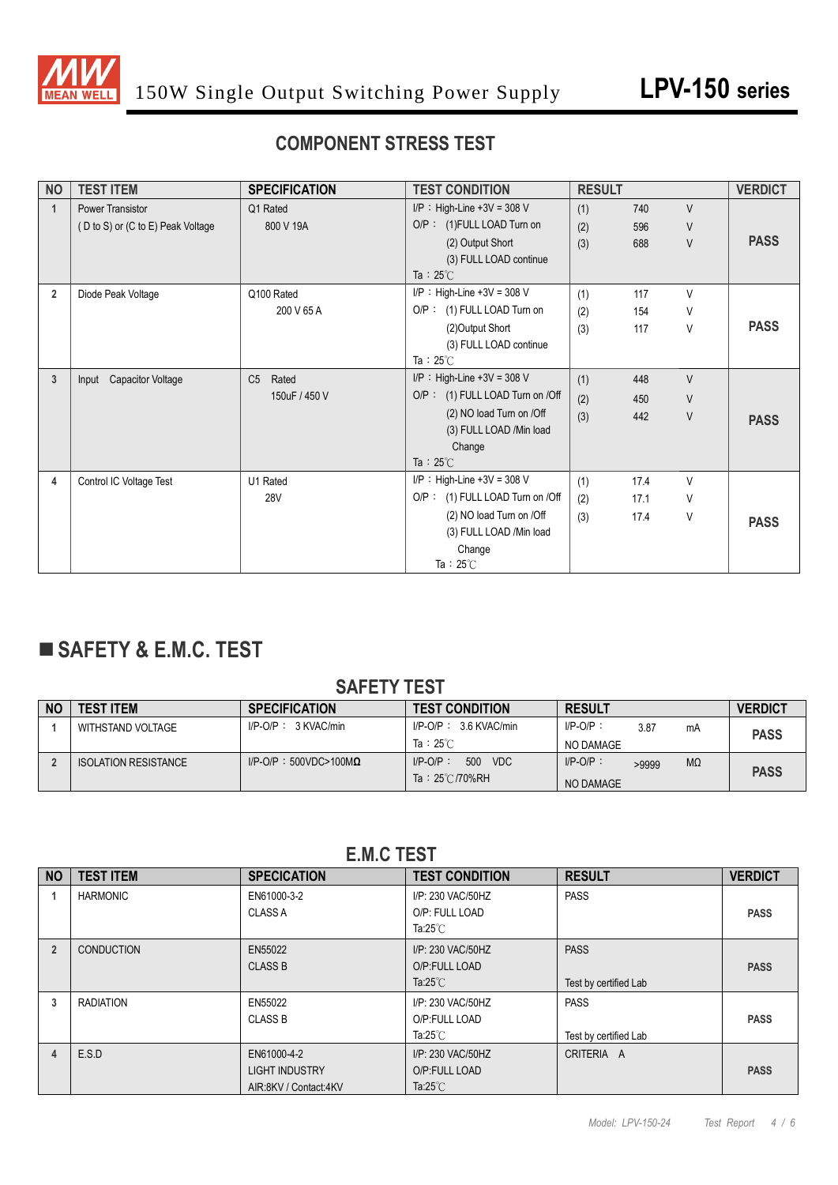## COMPONENT STRESS TEST

| NO | TEST ITEM | SPECIFICATION | TEST CONDITION | RESULT | VERDICT |
|---|---|---|---|---|---|
| 1 | Power Transistor<br>( D to S) or (C to E) Peak Voltage | Q1 Rated<br>800 V 19A | I/P：High-Line +3V = 308 V<br>O/P：(1)FULL LOAD Turn on<br>(2) Output Short<br>(3) FULL LOAD continue<br>Ta：25℃ | (1) 740 V<br>(2) 596 V<br>(3) 688 V | PASS |
| 2 | Diode Peak Voltage | Q100 Rated<br>200 V 65 A | I/P：High-Line +3V = 308 V<br>O/P：(1) FULL LOAD Turn on<br>(2)Output Short<br>(3) FULL LOAD continue<br>Ta：25℃ | (1) 117 V<br>(2) 154 V<br>(3) 117 V | PASS |
| 3 | Input Capacitor Voltage | C5 Rated<br>150uF / 450 V | I/P：High-Line +3V = 308 V<br>O/P：(1) FULL LOAD Turn on /Off<br>(2) NO load Turn on /Off<br>(3) FULL LOAD /Min load Change<br>Ta：25℃ | (1) 448 V<br>(2) 450 V<br>(3) 442 V | PASS |
| 4 | Control IC Voltage Test | U1 Rated<br>28V | I/P：High-Line +3V = 308 V<br>O/P：(1) FULL LOAD Turn on /Off<br>(2) NO load Turn on /Off<br>(3) FULL LOAD /Min load Change<br>Ta：25℃ | (1) 17.4 V<br>(2) 17.1 V<br>(3) 17.4 V | PASS |

## ■ SAFETY & E.M.C. TEST

### SAFETY TEST

| NO | TEST ITEM | SPECIFICATION | TEST CONDITION | RESULT | VERDICT |
|---|---|---|---|---|---|
| 1 | WITHSTAND VOLTAGE | I/P-O/P：3 KVAC/min | I/P-O/P：3.6 KVAC/min<br>Ta：25℃ | I/P-O/P：3.87 mA<br>NO DAMAGE | PASS |
| 2 | ISOLATION RESISTANCE | I/P-O/P：500VDC>100MΩ | I/P-O/P：500 VDC<br>Ta：25℃/70%RH | I/P-O/P：>9999 MΩ<br>NO DAMAGE | PASS |

### E.M.C TEST

| NO | TEST ITEM | SPECICATION | TEST CONDITION | RESULT | VERDICT |
|---|---|---|---|---|---|
| 1 | HARMONIC | EN61000-3-2<br>CLASS A | I/P: 230 VAC/50HZ<br>O/P: FULL LOAD<br>Ta:25℃ | PASS | PASS |
| 2 | CONDUCTION | EN55022<br>CLASS B | I/P: 230 VAC/50HZ<br>O/P:FULL LOAD<br>Ta:25℃ | PASS<br>Test by certified Lab | PASS |
| 3 | RADIATION | EN55022<br>CLASS B | I/P: 230 VAC/50HZ<br>O/P:FULL LOAD<br>Ta:25℃ | PASS<br>Test by certified Lab | PASS |
| 4 | E.S.D | EN61000-4-2<br>LIGHT INDUSTRY<br>AIR:8KV / Contact:4KV | I/P: 230 VAC/50HZ<br>O/P:FULL LOAD<br>Ta:25℃ | CRITERIA A | PASS |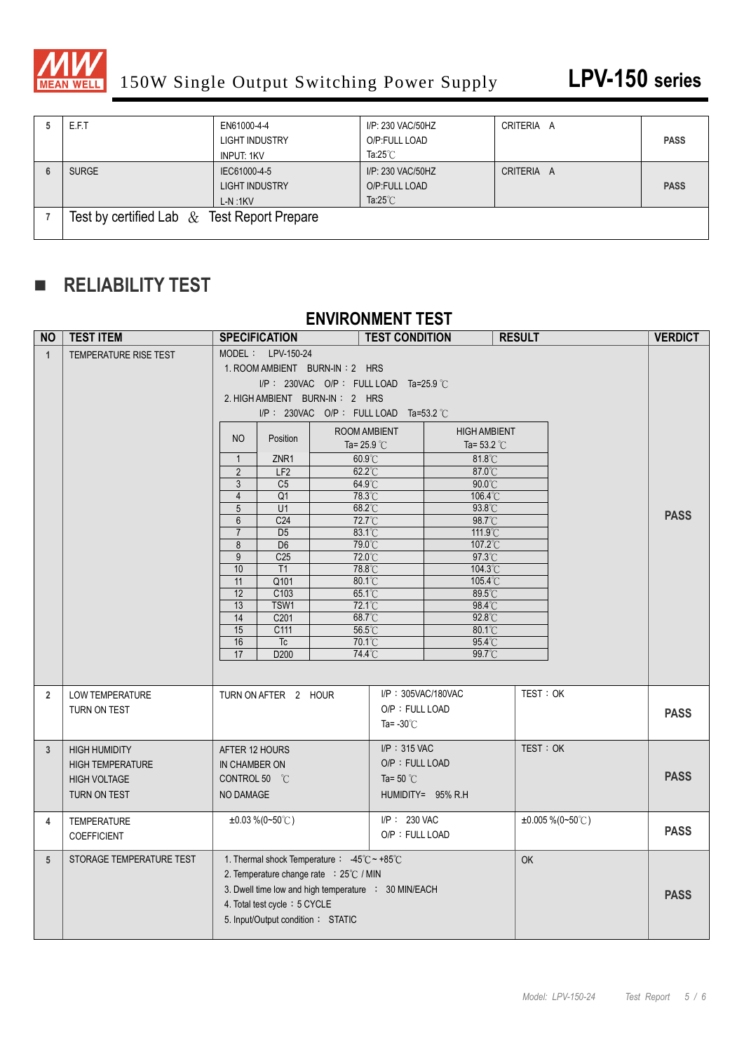| | | | | | |
|---|---|---|---|---|---|
| 5 | E.F.T | EN61000-4-4<br>LIGHT INDUSTRY<br>INPUT: 1KV | I/P: 230 VAC/50HZ<br>O/P:FULL LOAD<br>Ta:25℃ | CRITERIA A | PASS |
| 6 | SURGE | IEC61000-4-5<br>LIGHT INDUSTRY<br>L-N :1KV | I/P: 230 VAC/50HZ<br>O/P:FULL LOAD<br>Ta:25℃ | CRITERIA A | PASS |
| 7 | Test by certified Lab & Test Report Prepare | | | | |

## ■ RELIABILITY TEST

### ENVIRONMENT TEST

| NO | TEST ITEM | SPECIFICATION | TEST CONDITION | RESULT | VERDICT |
|---|---|---|---|---|---|
| 1 | TEMPERATURE RISE TEST | MODEL : LPV-150-24<br>1. ROOM AMBIENT BURN-IN : 2 HRS<br>I/P : 230VAC O/P : FULL LOAD Ta=25.9 ℃<br>2. HIGH AMBIENT BURN-IN : 2 HRS<br>I/P : 230VAC O/P : FULL LOAD Ta=53.2 ℃ | | | PASS |

| NO | Position | ROOM AMBIENT Ta= 25.9 ℃ | HIGH AMBIENT Ta= 53.2 ℃ |
|---|---|---|---|
| 1 | ZNR1 | 60.9℃ | 81.8℃ |
| 2 | LF2 | 62.2℃ | 87.0℃ |
| 3 | C5 | 64.9℃ | 90.0℃ |
| 4 | Q1 | 78.3℃ | 106.4℃ |
| 5 | U1 | 68.2℃ | 93.8℃ |
| 6 | C24 | 72.7℃ | 98.7℃ |
| 7 | D5 | 83.1℃ | 111.9℃ |
| 8 | D6 | 79.0℃ | 107.2℃ |
| 9 | C25 | 72.0℃ | 97.3℃ |
| 10 | T1 | 78.8℃ | 104.3℃ |
| 11 | Q101 | 80.1℃ | 105.4℃ |
| 12 | C103 | 65.1℃ | 89.5℃ |
| 13 | TSW1 | 72.1℃ | 98.4℃ |
| 14 | C201 | 68.7℃ | 92.8℃ |
| 15 | C111 | 56.5℃ | 80.1℃ |
| 16 | Tc | 70.1℃ | 95.4℃ |
| 17 | D200 | 74.4℃ | 99.7℃ |

| NO | TEST ITEM | SPECIFICATION | TEST CONDITION | RESULT | VERDICT |
|---|---|---|---|---|---|
| 2 | LOW TEMPERATURE TURN ON TEST | TURN ON AFTER 2 HOUR | I/P : 305VAC/180VAC<br>O/P : FULL LOAD<br>Ta= -30℃ | TEST : OK | PASS |
| 3 | HIGH HUMIDITY HIGH TEMPERATURE HIGH VOLTAGE TURN ON TEST | AFTER 12 HOURS IN CHAMBER ON CONTROL 50 ℃ NO DAMAGE | I/P : 315 VAC<br>O/P : FULL LOAD<br>Ta= 50 ℃<br>HUMIDITY= 95% R.H | TEST : OK | PASS |
| 4 | TEMPERATURE COEFFICIENT | ±0.03 %(0~50℃) | I/P : 230 VAC<br>O/P : FULL LOAD | ±0.005 %(0~50℃) | PASS |
| 5 | STORAGE TEMPERATURE TEST | 1. Thermal shock Temperature : -45℃ ~ +85℃<br>2. Temperature change rate : 25℃ / MIN<br>3. Dwell time low and high temperature : 30 MIN/EACH<br>4. Total test cycle : 5 CYCLE<br>5. Input/Output condition : STATIC | | OK | PASS |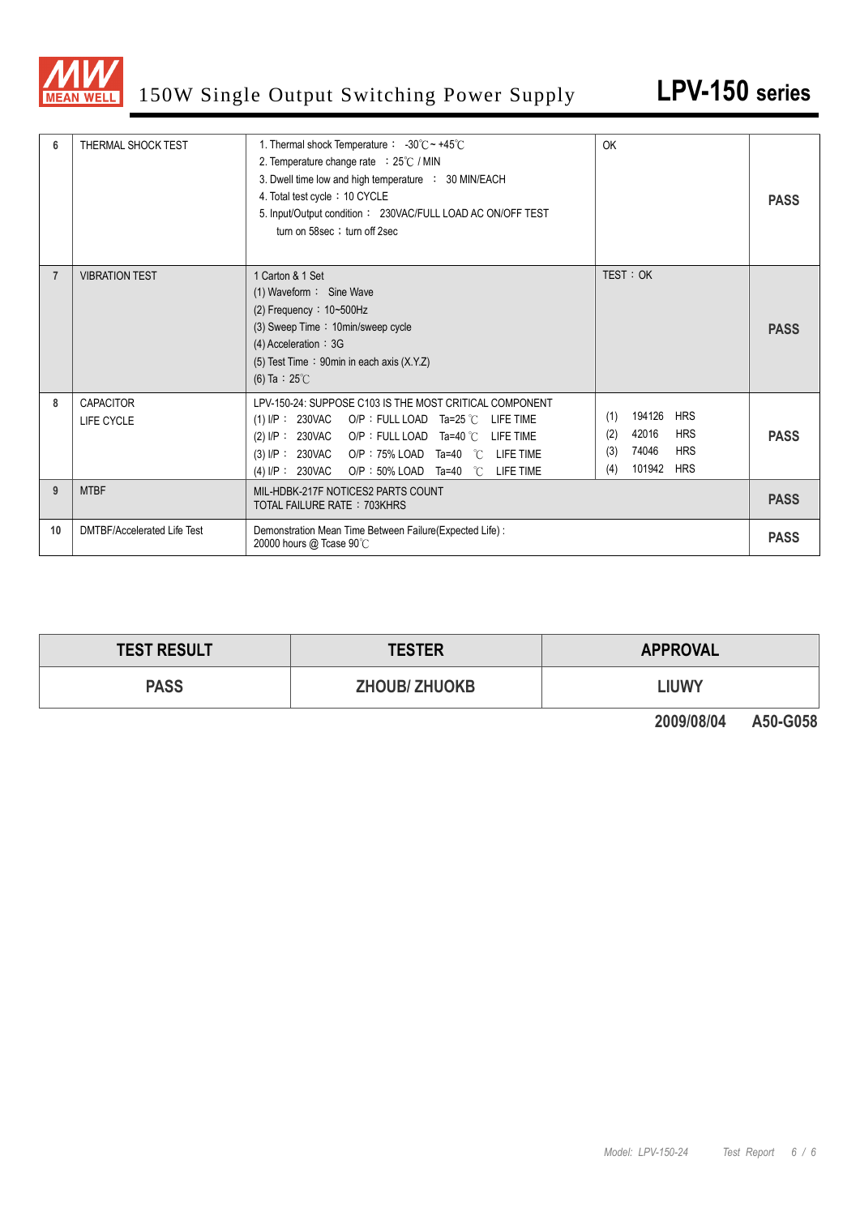# 150W Single Output Switching Power Supply

## LPV-150 series

| | | | | |
|---|---|---|---|---|
| 6 | THERMAL SHOCK TEST | 1. Thermal shock Temperature： -30℃ ~ +45℃<br>2. Temperature change rate ：25℃ / MIN<br>3. Dwell time low and high temperature ： 30 MIN/EACH<br>4. Total test cycle：10 CYCLE<br>5. Input/Output condition： 230VAC/FULL LOAD AC ON/OFF TEST<br>turn on 58sec；turn off 2sec | OK | **PASS** |
| 7 | VIBRATION TEST | 1 Carton & 1 Set<br>(1) Waveform： Sine Wave<br>(2) Frequency：10~500Hz<br>(3) Sweep Time：10min/sweep cycle<br>(4) Acceleration：3G<br>(5) Test Time：90min in each axis (X.Y.Z)<br>(6) Ta：25℃ | TEST：OK | **PASS** |
| 8 | CAPACITOR LIFE CYCLE | LPV-150-24: SUPPOSE C103 IS THE MOST CRITICAL COMPONENT<br>(1) I/P： 230VAC O/P：FULL LOAD Ta=25℃ LIFE TIME<br>(2) I/P： 230VAC O/P：FULL LOAD Ta=40℃ LIFE TIME<br>(3) I/P： 230VAC O/P：75% LOAD Ta=40 ℃ LIFE TIME<br>(4) I/P： 230VAC O/P：50% LOAD Ta=40 ℃ LIFE TIME | (1) 194126 HRS<br>(2) 42016 HRS<br>(3) 74046 HRS<br>(4) 101942 HRS | **PASS** |
| 9 | MTBF | MIL-HDBK-217F NOTICES2 PARTS COUNT<br>TOTAL FAILURE RATE：703KHRS | | **PASS** |
| 10 | DMTBF/Accelerated Life Test | Demonstration Mean Time Between Failure(Expected Life) :<br>20000 hours @ Tcase 90℃ | | **PASS** |

| TEST RESULT | TESTER | APPROVAL |
|---|---|---|
| PASS | ZHOUB/ ZHUOKB | LIUWY |

**2009/08/04 A50-G058**